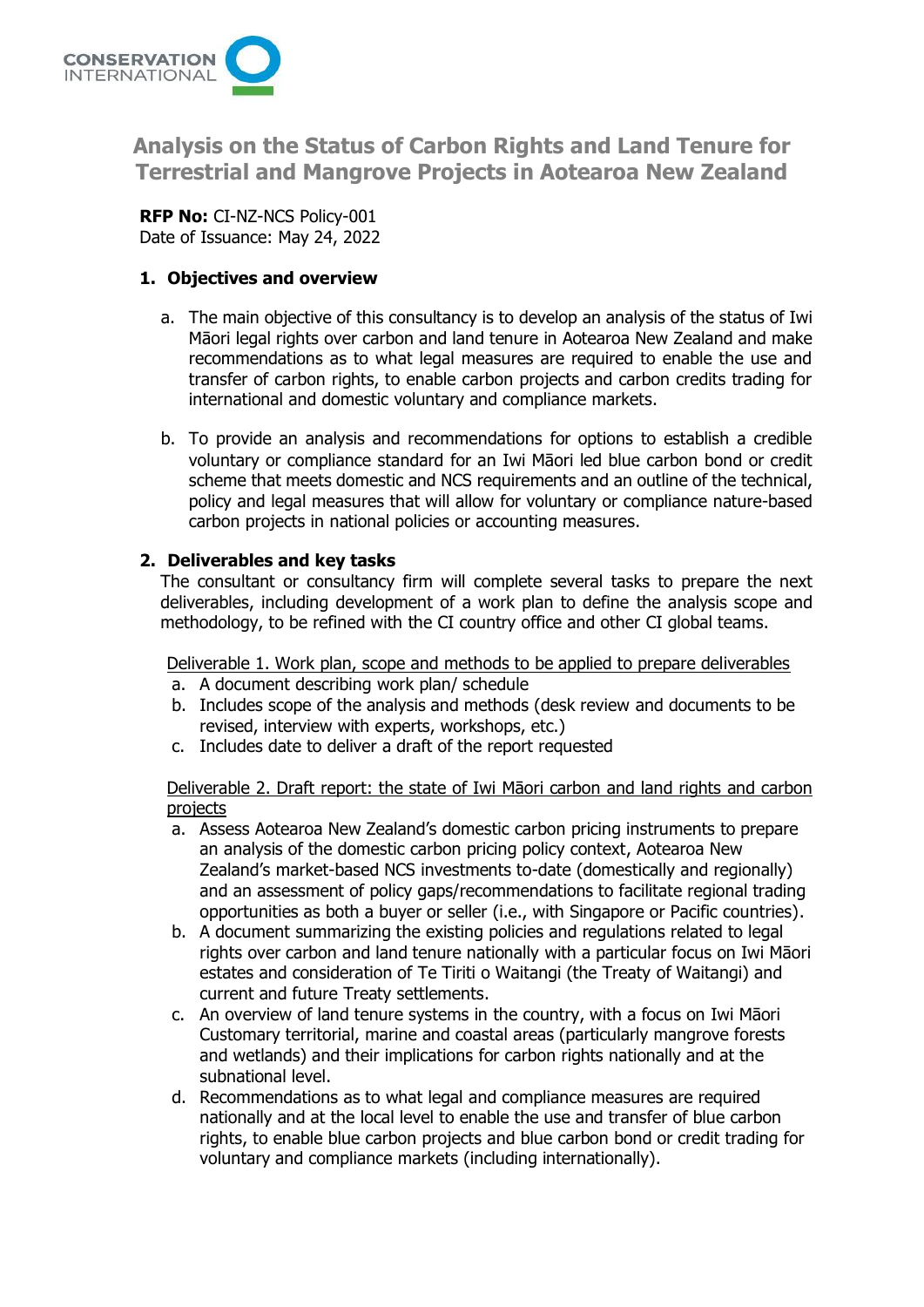# Analysis on the Status of Carbon Rights and Land Tenure for Terrestrial and Mangrove Projects in Aotearoa New Zealand

**RFP No:** CI-NZ-NCS Policy-001
Date of Issuance: May 24, 2022

## 1. Objectives and overview

a. The main objective of this consultancy is to develop an analysis of the status of Iwi Māori legal rights over carbon and land tenure in Aotearoa New Zealand and make recommendations as to what legal measures are required to enable the use and transfer of carbon rights, to enable carbon projects and carbon credits trading for international and domestic voluntary and compliance markets.

b. To provide an analysis and recommendations for options to establish a credible voluntary or compliance standard for an Iwi Māori led blue carbon bond or credit scheme that meets domestic and NCS requirements and an outline of the technical, policy and legal measures that will allow for voluntary or compliance nature-based carbon projects in national policies or accounting measures.

## 2. Deliverables and key tasks

The consultant or consultancy firm will complete several tasks to prepare the next deliverables, including development of a work plan to define the analysis scope and methodology, to be refined with the CI country office and other CI global teams.

Deliverable 1. Work plan, scope and methods to be applied to prepare deliverables

a. A document describing work plan/ schedule
b. Includes scope of the analysis and methods (desk review and documents to be revised, interview with experts, workshops, etc.)
c. Includes date to deliver a draft of the report requested

Deliverable 2. Draft report: the state of Iwi Māori carbon and land rights and carbon projects

a. Assess Aotearoa New Zealand's domestic carbon pricing instruments to prepare an analysis of the domestic carbon pricing policy context, Aotearoa New Zealand's market-based NCS investments to-date (domestically and regionally) and an assessment of policy gaps/recommendations to facilitate regional trading opportunities as both a buyer or seller (i.e., with Singapore or Pacific countries).
b. A document summarizing the existing policies and regulations related to legal rights over carbon and land tenure nationally with a particular focus on Iwi Māori estates and consideration of Te Tiriti o Waitangi (the Treaty of Waitangi) and current and future Treaty settlements.
c. An overview of land tenure systems in the country, with a focus on Iwi Māori Customary territorial, marine and coastal areas (particularly mangrove forests and wetlands) and their implications for carbon rights nationally and at the subnational level.
d. Recommendations as to what legal and compliance measures are required nationally and at the local level to enable the use and transfer of blue carbon rights, to enable blue carbon projects and blue carbon bond or credit trading for voluntary and compliance markets (including internationally).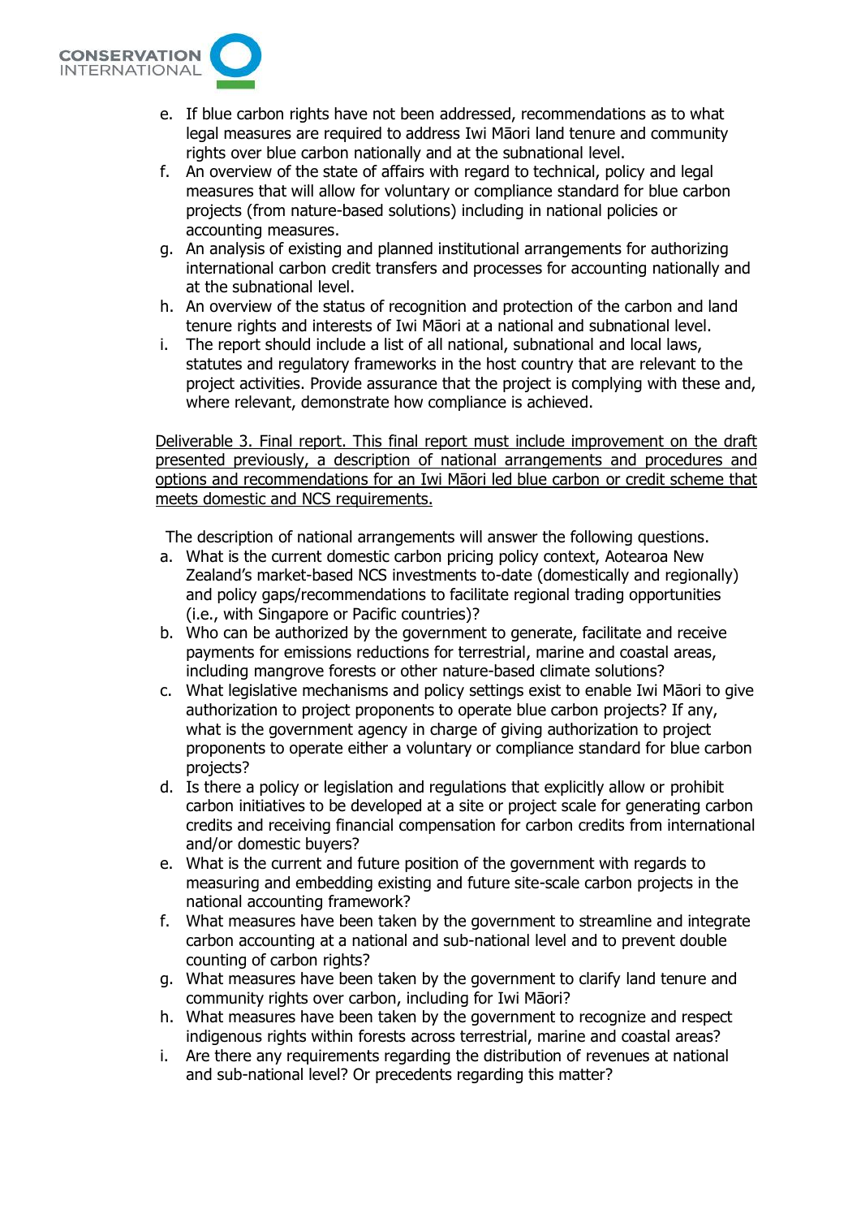e. If blue carbon rights have not been addressed, recommendations as to what legal measures are required to address Iwi Māori land tenure and community rights over blue carbon nationally and at the subnational level.
f. An overview of the state of affairs with regard to technical, policy and legal measures that will allow for voluntary or compliance standard for blue carbon projects (from nature-based solutions) including in national policies or accounting measures.
g. An analysis of existing and planned institutional arrangements for authorizing international carbon credit transfers and processes for accounting nationally and at the subnational level.
h. An overview of the status of recognition and protection of the carbon and land tenure rights and interests of Iwi Māori at a national and subnational level.
i. The report should include a list of all national, subnational and local laws, statutes and regulatory frameworks in the host country that are relevant to the project activities. Provide assurance that the project is complying with these and, where relevant, demonstrate how compliance is achieved.

<u>Deliverable 3. Final report. This final report must include improvement on the draft presented previously, a description of national arrangements and procedures and options and recommendations for an Iwi Māori led blue carbon or credit scheme that meets domestic and NCS requirements.</u>

The description of national arrangements will answer the following questions.

a. What is the current domestic carbon pricing policy context, Aotearoa New Zealand's market-based NCS investments to-date (domestically and regionally) and policy gaps/recommendations to facilitate regional trading opportunities (i.e., with Singapore or Pacific countries)?
b. Who can be authorized by the government to generate, facilitate and receive payments for emissions reductions for terrestrial, marine and coastal areas, including mangrove forests or other nature-based climate solutions?
c. What legislative mechanisms and policy settings exist to enable Iwi Māori to give authorization to project proponents to operate blue carbon projects? If any, what is the government agency in charge of giving authorization to project proponents to operate either a voluntary or compliance standard for blue carbon projects?
d. Is there a policy or legislation and regulations that explicitly allow or prohibit carbon initiatives to be developed at a site or project scale for generating carbon credits and receiving financial compensation for carbon credits from international and/or domestic buyers?
e. What is the current and future position of the government with regards to measuring and embedding existing and future site-scale carbon projects in the national accounting framework?
f. What measures have been taken by the government to streamline and integrate carbon accounting at a national and sub-national level and to prevent double counting of carbon rights?
g. What measures have been taken by the government to clarify land tenure and community rights over carbon, including for Iwi Māori?
h. What measures have been taken by the government to recognize and respect indigenous rights within forests across terrestrial, marine and coastal areas?
i. Are there any requirements regarding the distribution of revenues at national and sub-national level? Or precedents regarding this matter?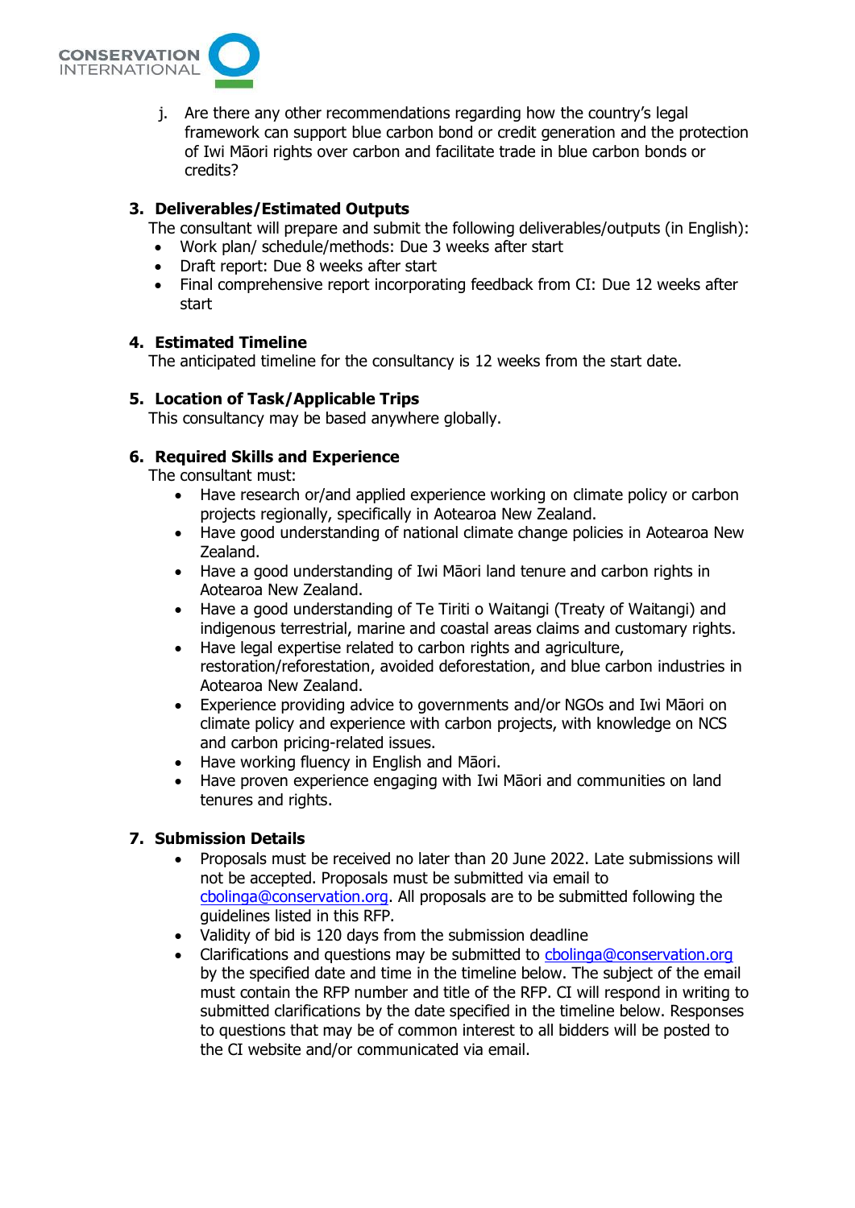j. Are there any other recommendations regarding how the country's legal framework can support blue carbon bond or credit generation and the protection of Iwi Māori rights over carbon and facilitate trade in blue carbon bonds or credits?

## 3. Deliverables/Estimated Outputs

The consultant will prepare and submit the following deliverables/outputs (in English):

- Work plan/ schedule/methods: Due 3 weeks after start
- Draft report: Due 8 weeks after start
- Final comprehensive report incorporating feedback from CI: Due 12 weeks after start

## 4. Estimated Timeline

The anticipated timeline for the consultancy is 12 weeks from the start date.

## 5. Location of Task/Applicable Trips

This consultancy may be based anywhere globally.

## 6. Required Skills and Experience

The consultant must:

- Have research or/and applied experience working on climate policy or carbon projects regionally, specifically in Aotearoa New Zealand.
- Have good understanding of national climate change policies in Aotearoa New Zealand.
- Have a good understanding of Iwi Māori land tenure and carbon rights in Aotearoa New Zealand.
- Have a good understanding of Te Tiriti o Waitangi (Treaty of Waitangi) and indigenous terrestrial, marine and coastal areas claims and customary rights.
- Have legal expertise related to carbon rights and agriculture, restoration/reforestation, avoided deforestation, and blue carbon industries in Aotearoa New Zealand.
- Experience providing advice to governments and/or NGOs and Iwi Māori on climate policy and experience with carbon projects, with knowledge on NCS and carbon pricing-related issues.
- Have working fluency in English and Māori.
- Have proven experience engaging with Iwi Māori and communities on land tenures and rights.

## 7. Submission Details

- Proposals must be received no later than 20 June 2022. Late submissions will not be accepted. Proposals must be submitted via email to cbolinga@conservation.org. All proposals are to be submitted following the guidelines listed in this RFP.
- Validity of bid is 120 days from the submission deadline
- Clarifications and questions may be submitted to cbolinga@conservation.org by the specified date and time in the timeline below. The subject of the email must contain the RFP number and title of the RFP. CI will respond in writing to submitted clarifications by the date specified in the timeline below. Responses to questions that may be of common interest to all bidders will be posted to the CI website and/or communicated via email.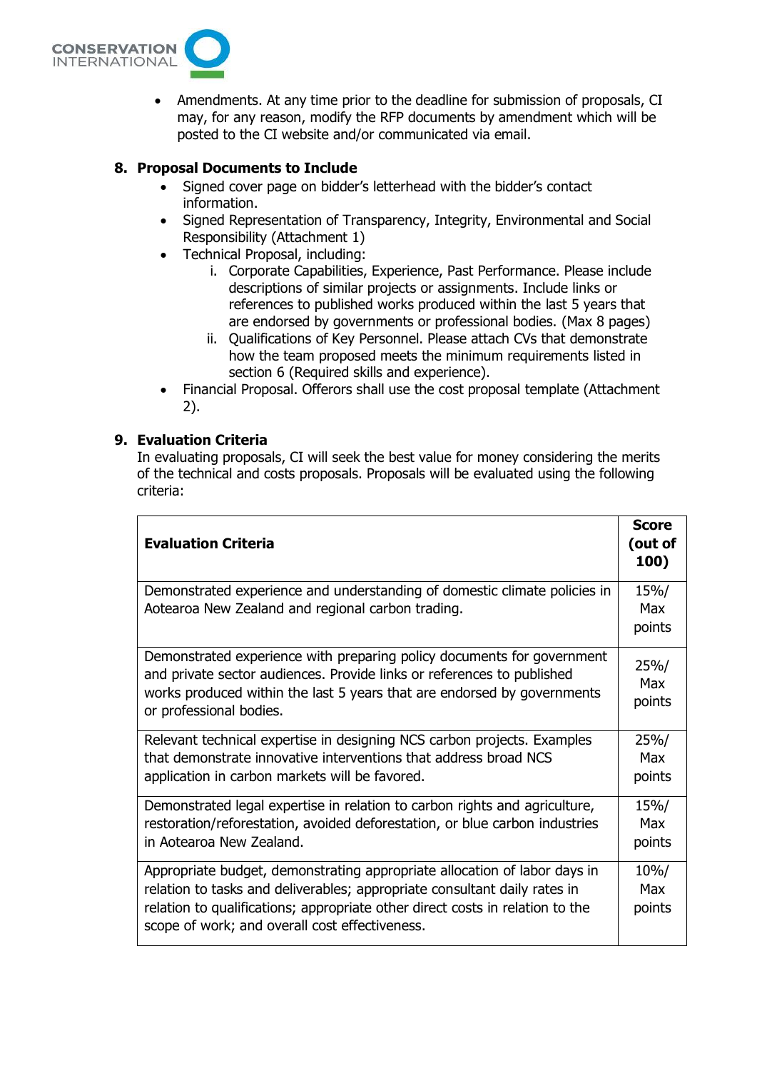- Amendments. At any time prior to the deadline for submission of proposals, CI may, for any reason, modify the RFP documents by amendment which will be posted to the CI website and/or communicated via email.

## 8. Proposal Documents to Include

- Signed cover page on bidder's letterhead with the bidder's contact information.
- Signed Representation of Transparency, Integrity, Environmental and Social Responsibility (Attachment 1)
- Technical Proposal, including:
    i. Corporate Capabilities, Experience, Past Performance. Please include descriptions of similar projects or assignments. Include links or references to published works produced within the last 5 years that are endorsed by governments or professional bodies. (Max 8 pages)
    ii. Qualifications of Key Personnel. Please attach CVs that demonstrate how the team proposed meets the minimum requirements listed in section 6 (Required skills and experience).
- Financial Proposal. Offerors shall use the cost proposal template (Attachment 2).

## 9. Evaluation Criteria

In evaluating proposals, CI will seek the best value for money considering the merits of the technical and costs proposals. Proposals will be evaluated using the following criteria:

| Evaluation Criteria | Score (out of 100) |
|---|---|
| Demonstrated experience and understanding of domestic climate policies in Aotearoa New Zealand and regional carbon trading. | 15%/ Max points |
| Demonstrated experience with preparing policy documents for government and private sector audiences. Provide links or references to published works produced within the last 5 years that are endorsed by governments or professional bodies. | 25%/ Max points |
| Relevant technical expertise in designing NCS carbon projects. Examples that demonstrate innovative interventions that address broad NCS application in carbon markets will be favored. | 25%/ Max points |
| Demonstrated legal expertise in relation to carbon rights and agriculture, restoration/reforestation, avoided deforestation, or blue carbon industries in Aotearoa New Zealand. | 15%/ Max points |
| Appropriate budget, demonstrating appropriate allocation of labor days in relation to tasks and deliverables; appropriate consultant daily rates in relation to qualifications; appropriate other direct costs in relation to the scope of work; and overall cost effectiveness. | 10%/ Max points |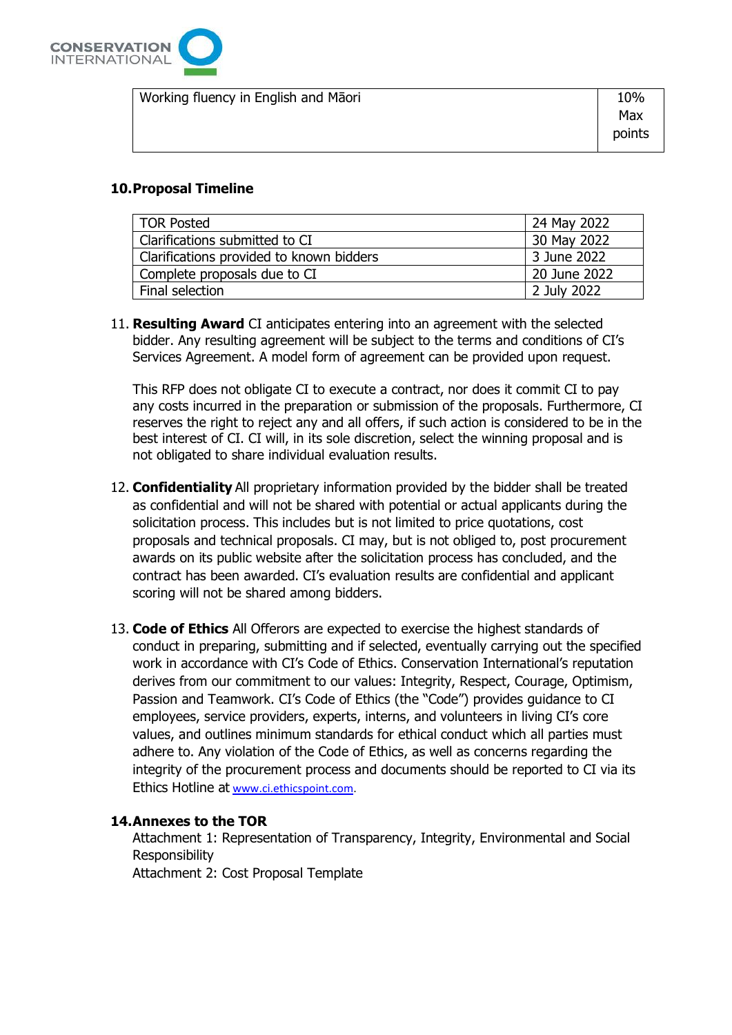| Working fluency in English and Māori | 10% Max points |
|---|---|

## 10. Proposal Timeline

| TOR Posted | 24 May 2022 |
|---|---|
| Clarifications submitted to CI | 30 May 2022 |
| Clarifications provided to known bidders | 3 June 2022 |
| Complete proposals due to CI | 20 June 2022 |
| Final selection | 2 July 2022 |

11. **Resulting Award** CI anticipates entering into an agreement with the selected bidder. Any resulting agreement will be subject to the terms and conditions of CI's Services Agreement. A model form of agreement can be provided upon request.

    This RFP does not obligate CI to execute a contract, nor does it commit CI to pay any costs incurred in the preparation or submission of the proposals. Furthermore, CI reserves the right to reject any and all offers, if such action is considered to be in the best interest of CI. CI will, in its sole discretion, select the winning proposal and is not obligated to share individual evaluation results.

12. **Confidentiality** All proprietary information provided by the bidder shall be treated as confidential and will not be shared with potential or actual applicants during the solicitation process. This includes but is not limited to price quotations, cost proposals and technical proposals. CI may, but is not obliged to, post procurement awards on its public website after the solicitation process has concluded, and the contract has been awarded. CI's evaluation results are confidential and applicant scoring will not be shared among bidders.

13. **Code of Ethics** All Offerors are expected to exercise the highest standards of conduct in preparing, submitting and if selected, eventually carrying out the specified work in accordance with CI's Code of Ethics. Conservation International's reputation derives from our commitment to our values: Integrity, Respect, Courage, Optimism, Passion and Teamwork. CI's Code of Ethics (the "Code") provides guidance to CI employees, service providers, experts, interns, and volunteers in living CI's core values, and outlines minimum standards for ethical conduct which all parties must adhere to. Any violation of the Code of Ethics, as well as concerns regarding the integrity of the procurement process and documents should be reported to CI via its Ethics Hotline at www.ci.ethicspoint.com.

## 14. Annexes to the TOR

Attachment 1: Representation of Transparency, Integrity, Environmental and Social Responsibility
Attachment 2: Cost Proposal Template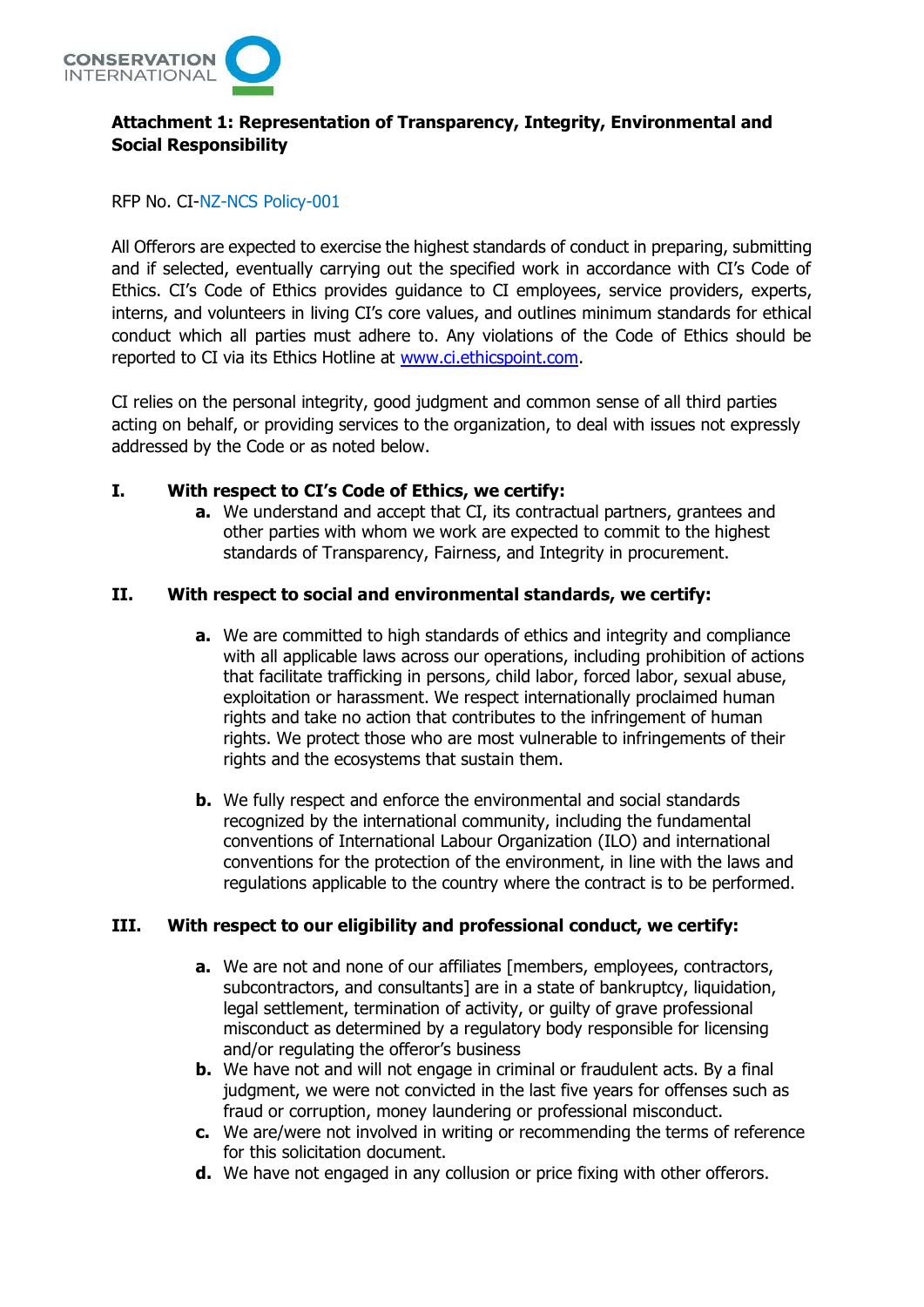**Attachment 1: Representation of Transparency, Integrity, Environmental and Social Responsibility**

RFP No. CI-NZ-NCS Policy-001

All Offerors are expected to exercise the highest standards of conduct in preparing, submitting and if selected, eventually carrying out the specified work in accordance with CI's Code of Ethics. CI's Code of Ethics provides guidance to CI employees, service providers, experts, interns, and volunteers in living CI's core values, and outlines minimum standards for ethical conduct which all parties must adhere to. Any violations of the Code of Ethics should be reported to CI via its Ethics Hotline at www.ci.ethicspoint.com.

CI relies on the personal integrity, good judgment and common sense of all third parties acting on behalf, or providing services to the organization, to deal with issues not expressly addressed by the Code or as noted below.

**I. With respect to CI's Code of Ethics, we certify:**

- **a.** We understand and accept that CI, its contractual partners, grantees and other parties with whom we work are expected to commit to the highest standards of Transparency, Fairness, and Integrity in procurement.

**II. With respect to social and environmental standards, we certify:**

- **a.** We are committed to high standards of ethics and integrity and compliance with all applicable laws across our operations, including prohibition of actions that facilitate trafficking in persons, child labor, forced labor, sexual abuse, exploitation or harassment. We respect internationally proclaimed human rights and take no action that contributes to the infringement of human rights. We protect those who are most vulnerable to infringements of their rights and the ecosystems that sustain them.

- **b.** We fully respect and enforce the environmental and social standards recognized by the international community, including the fundamental conventions of International Labour Organization (ILO) and international conventions for the protection of the environment, in line with the laws and regulations applicable to the country where the contract is to be performed.

**III. With respect to our eligibility and professional conduct, we certify:**

- **a.** We are not and none of our affiliates [members, employees, contractors, subcontractors, and consultants] are in a state of bankruptcy, liquidation, legal settlement, termination of activity, or guilty of grave professional misconduct as determined by a regulatory body responsible for licensing and/or regulating the offeror's business
- **b.** We have not and will not engage in criminal or fraudulent acts. By a final judgment, we were not convicted in the last five years for offenses such as fraud or corruption, money laundering or professional misconduct.
- **c.** We are/were not involved in writing or recommending the terms of reference for this solicitation document.
- **d.** We have not engaged in any collusion or price fixing with other offerors.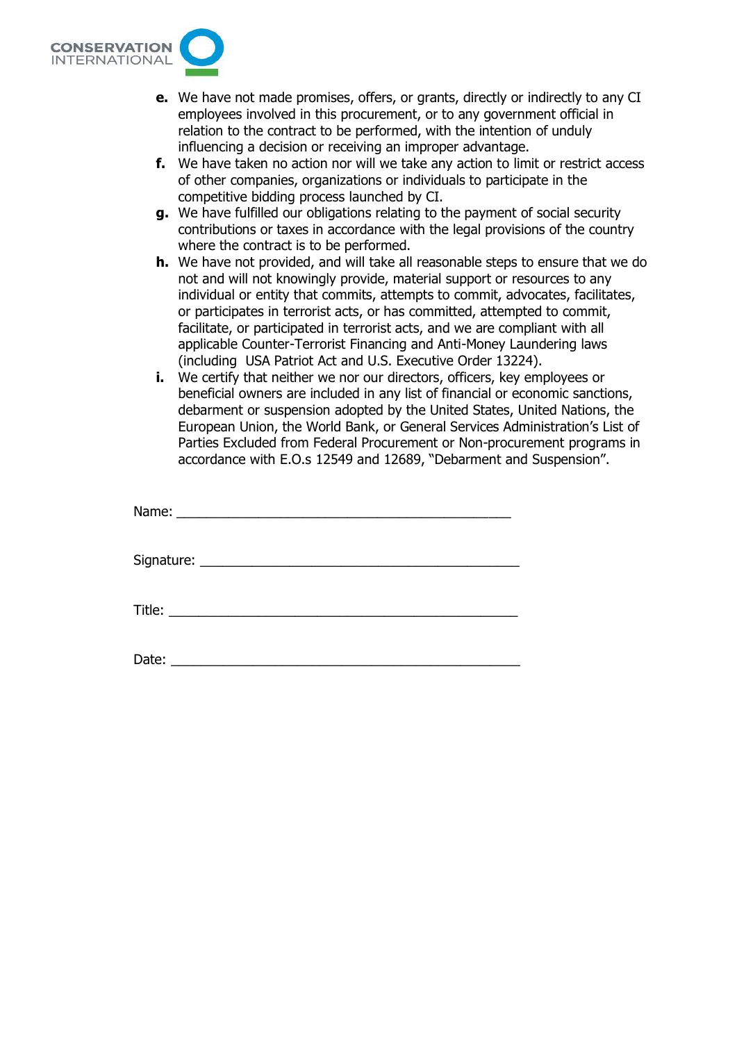- **e.** We have not made promises, offers, or grants, directly or indirectly to any CI employees involved in this procurement, or to any government official in relation to the contract to be performed, with the intention of unduly influencing a decision or receiving an improper advantage.
- **f.** We have taken no action nor will we take any action to limit or restrict access of other companies, organizations or individuals to participate in the competitive bidding process launched by CI.
- **g.** We have fulfilled our obligations relating to the payment of social security contributions or taxes in accordance with the legal provisions of the country where the contract is to be performed.
- **h.** We have not provided, and will take all reasonable steps to ensure that we do not and will not knowingly provide, material support or resources to any individual or entity that commits, attempts to commit, advocates, facilitates, or participates in terrorist acts, or has committed, attempted to commit, facilitate, or participated in terrorist acts, and we are compliant with all applicable Counter-Terrorist Financing and Anti-Money Laundering laws (including USA Patriot Act and U.S. Executive Order 13224).
- **i.** We certify that neither we nor our directors, officers, key employees or beneficial owners are included in any list of financial or economic sanctions, debarment or suspension adopted by the United States, United Nations, the European Union, the World Bank, or General Services Administration's List of Parties Excluded from Federal Procurement or Non-procurement programs in accordance with E.O.s 12549 and 12689, "Debarment and Suspension".

Name: ______________________________________________

Signature: ___________________________________________

Title: _______________________________________________

Date: _______________________________________________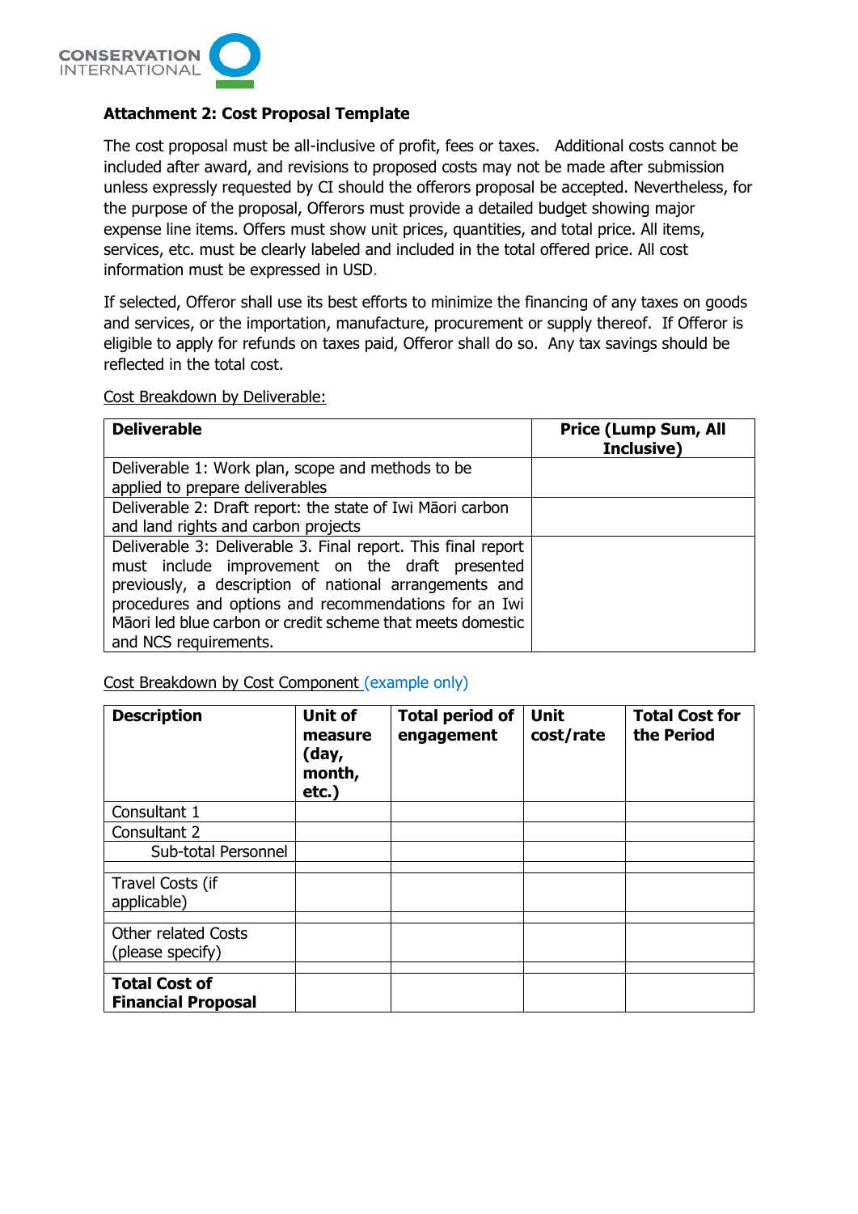**Attachment 2: Cost Proposal Template**

The cost proposal must be all-inclusive of profit, fees or taxes. Additional costs cannot be included after award, and revisions to proposed costs may not be made after submission unless expressly requested by CI should the offerors proposal be accepted. Nevertheless, for the purpose of the proposal, Offerors must provide a detailed budget showing major expense line items. Offers must show unit prices, quantities, and total price. All items, services, etc. must be clearly labeled and included in the total offered price. All cost information must be expressed in USD.

If selected, Offeror shall use its best efforts to minimize the financing of any taxes on goods and services, or the importation, manufacture, procurement or supply thereof. If Offeror is eligible to apply for refunds on taxes paid, Offeror shall do so. Any tax savings should be reflected in the total cost.

Cost Breakdown by Deliverable:

| Deliverable | Price (Lump Sum, All Inclusive) |
|---|---|
| Deliverable 1: Work plan, scope and methods to be applied to prepare deliverables | |
| Deliverable 2: Draft report: the state of Iwi Māori carbon and land rights and carbon projects | |
| Deliverable 3: Deliverable 3. Final report. This final report must include improvement on the draft presented previously, a description of national arrangements and procedures and options and recommendations for an Iwi Māori led blue carbon or credit scheme that meets domestic and NCS requirements. | |

Cost Breakdown by Cost Component (example only)

| Description | Unit of measure (day, month, etc.) | Total period of engagement | Unit cost/rate | Total Cost for the Period |
|---|---|---|---|---|
| Consultant 1 | | | | |
| Consultant 2 | | | | |
| Sub-total Personnel | | | | |
| | | | | |
| Travel Costs (if applicable) | | | | |
| | | | | |
| Other related Costs (please specify) | | | | |
| | | | | |
| **Total Cost of Financial Proposal** | | | | |